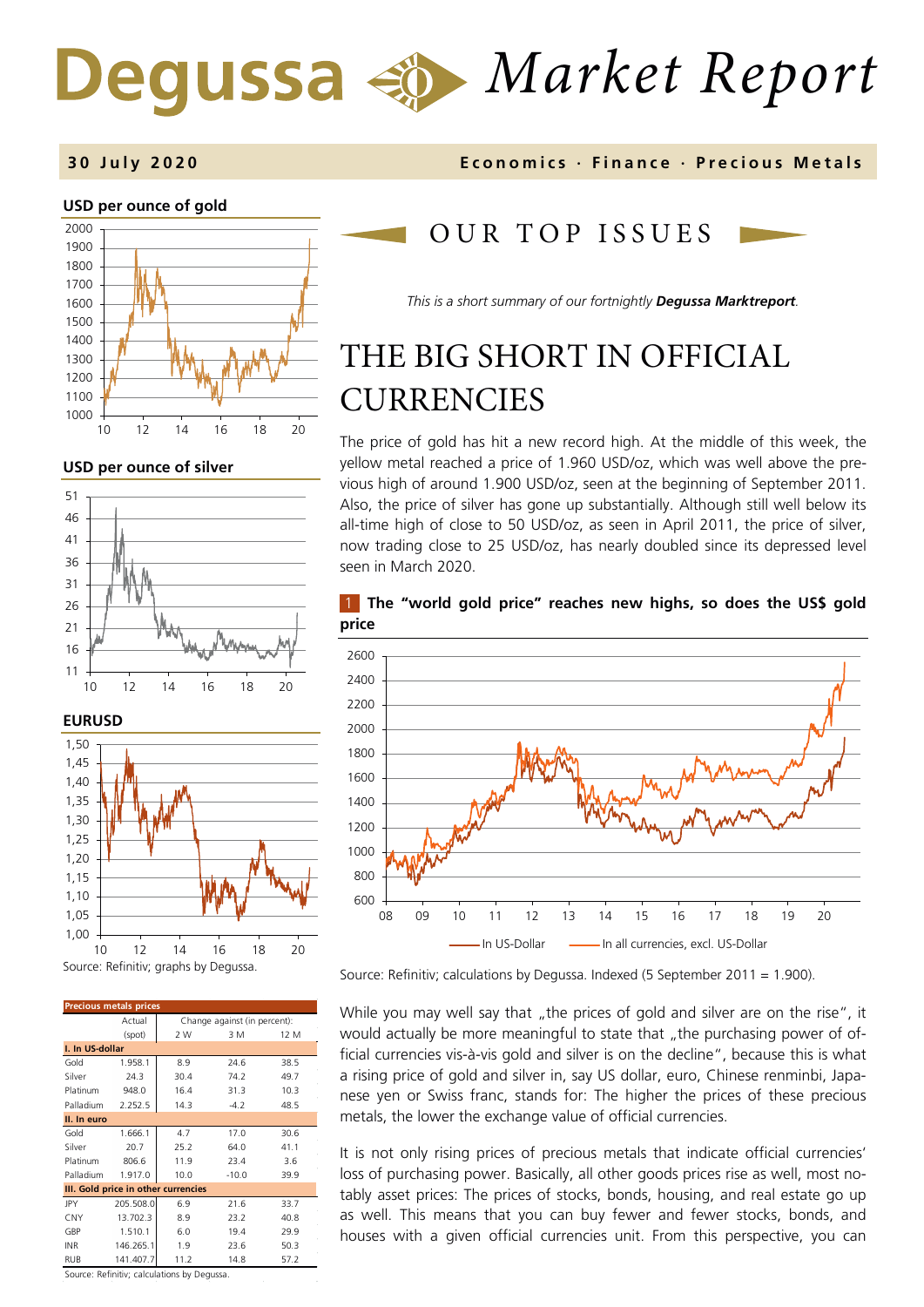# Degussa Market Report

**30 July 2020** — **Economics · Finance · Precious Metals**

## OUR TOP ISSUES

*This is a short summary of our fortnightly **Degussa Marktreport**.*

# THE BIG SHORT IN OFFICIAL CURRENCIES

The price of gold has hit a new record high. At the middle of this week, the yellow metal reached a price of 1.960 USD/oz, which was well above the previous high of around 1.900 USD/oz, seen at the beginning of September 2011. Also, the price of silver has gone up substantially. Although still well below its all-time high of close to 50 USD/oz, as seen in April 2011, the price of silver, now trading close to 25 USD/oz, has nearly doubled since its depressed level seen in March 2020.

**1 The "world gold price" reaches new highs, so does the US$ gold price**

Source: Refinitiv; calculations by Degussa. Indexed (5 September 2011 = 1.900).

While you may well say that „the prices of gold and silver are on the rise", it would actually be more meaningful to state that „the purchasing power of official currencies vis-à-vis gold and silver is on the decline", because this is what a rising price of gold and silver in, say US dollar, euro, Chinese renminbi, Japanese yen or Swiss franc, stands for: The higher the prices of these precious metals, the lower the exchange value of official currencies.

It is not only rising prices of precious metals that indicate official currencies' loss of purchasing power. Basically, all other goods prices rise as well, most notably asset prices: The prices of stocks, bonds, housing, and real estate go up as well. This means that you can buy fewer and fewer stocks, bonds, and houses with a given official currencies unit. From this perspective, you can

**USD per ounce of gold**

**USD per ounce of silver**

**EURUSD**

Source: Refinitiv; graphs by Degussa.

**Precious metals prices**

| | Actual (spot) | Change against (in percent): 2 W | 3 M | 12 M |
|---|---|---|---|---|
| **I. In US-dollar** | | | | |
| Gold | 1.958.1 | 8.9 | 24.6 | 38.5 |
| Silver | 24.3 | 30.4 | 74.2 | 49.7 |
| Platinum | 948.0 | 16.4 | 31.3 | 10.3 |
| Palladium | 2.252.5 | 14.3 | -4.2 | 48.5 |
| **II. In euro** | | | | |
| Gold | 1.666.1 | 4.7 | 17.0 | 30.6 |
| Silver | 20.7 | 25.2 | 64.0 | 41.1 |
| Platinum | 806.6 | 11.9 | 23.4 | 3.6 |
| Palladium | 1.917.0 | 10.0 | -10.0 | 39.9 |
| **III. Gold price in other currencies** | | | | |
| JPY | 205.508.0 | 6.9 | 21.6 | 33.7 |
| CNY | 13.702.3 | 8.9 | 23.2 | 40.8 |
| GBP | 1.510.1 | 6.0 | 19.4 | 29.9 |
| INR | 146.265.1 | 1.9 | 23.6 | 50.3 |
| RUB | 141.407.7 | 11.2 | 14.8 | 57.2 |

Source: Refinitiv; calculations by Degussa.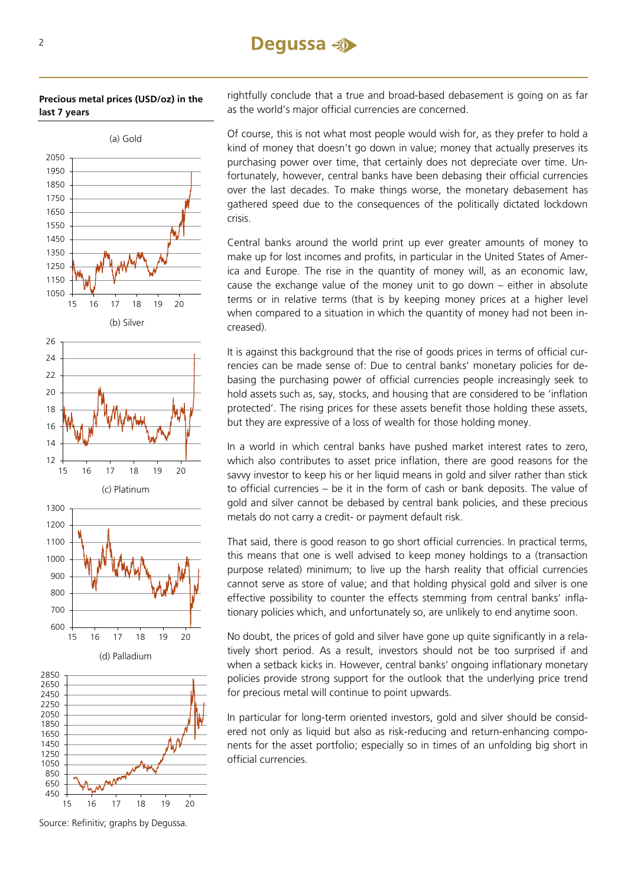**Precious metal prices (USD/oz) in the last 7 years**

(a) Gold

(b) Silver

(c) Platinum

(d) Palladium

Source: Refinitiv; graphs by Degussa.

rightfully conclude that a true and broad-based debasement is going on as far as the world's major official currencies are concerned.

Of course, this is not what most people would wish for, as they prefer to hold a kind of money that doesn't go down in value; money that actually preserves its purchasing power over time, that certainly does not depreciate over time. Unfortunately, however, central banks have been debasing their official currencies over the last decades. To make things worse, the monetary debasement has gathered speed due to the consequences of the politically dictated lockdown crisis.

Central banks around the world print up ever greater amounts of money to make up for lost incomes and profits, in particular in the United States of America and Europe. The rise in the quantity of money will, as an economic law, cause the exchange value of the money unit to go down – either in absolute terms or in relative terms (that is by keeping money prices at a higher level when compared to a situation in which the quantity of money had not been increased).

It is against this background that the rise of goods prices in terms of official currencies can be made sense of: Due to central banks' monetary policies for debasing the purchasing power of official currencies people increasingly seek to hold assets such as, say, stocks, and housing that are considered to be 'inflation protected'. The rising prices for these assets benefit those holding these assets, but they are expressive of a loss of wealth for those holding money.

In a world in which central banks have pushed market interest rates to zero, which also contributes to asset price inflation, there are good reasons for the savvy investor to keep his or her liquid means in gold and silver rather than stick to official currencies – be it in the form of cash or bank deposits. The value of gold and silver cannot be debased by central bank policies, and these precious metals do not carry a credit- or payment default risk.

That said, there is good reason to go short official currencies. In practical terms, this means that one is well advised to keep money holdings to a (transaction purpose related) minimum; to live up the harsh reality that official currencies cannot serve as store of value; and that holding physical gold and silver is one effective possibility to counter the effects stemming from central banks' inflationary policies which, and unfortunately so, are unlikely to end anytime soon.

No doubt, the prices of gold and silver have gone up quite significantly in a relatively short period. As a result, investors should not be too surprised if and when a setback kicks in. However, central banks' ongoing inflationary monetary policies provide strong support for the outlook that the underlying price trend for precious metal will continue to point upwards.

In particular for long-term oriented investors, gold and silver should be considered not only as liquid but also as risk-reducing and return-enhancing components for the asset portfolio; especially so in times of an unfolding big short in official currencies.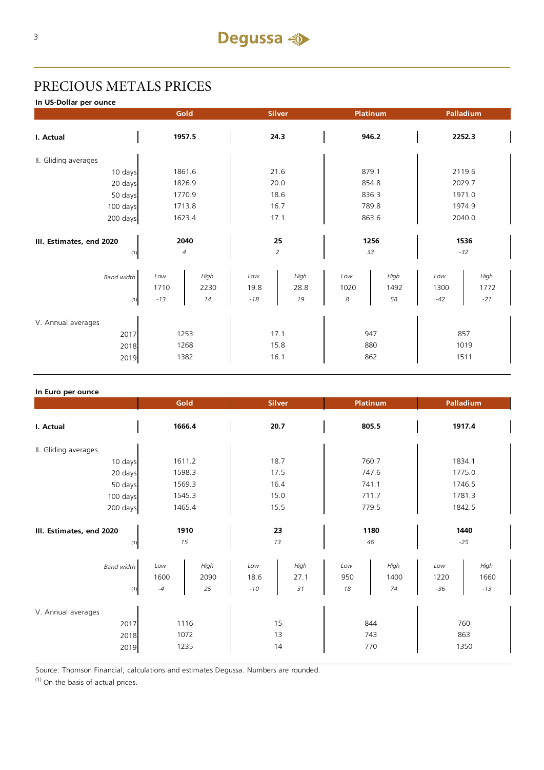# PRECIOUS METALS PRICES

**In US-Dollar per ounce**

| | Gold | | Silver | | Platinum | | Palladium | |
|---|---|---|---|---|---|---|---|---|
| **I. Actual** | **1957.5** | | **24.3** | | **946.2** | | **2252.3** | |
| II. Gliding averages | | | | | | | | |
| 10 days | 1861.6 | | 21.6 | | 879.1 | | 2119.6 | |
| 20 days | 1826.9 | | 20.0 | | 854.8 | | 2029.7 | |
| 50 days | 1770.9 | | 18.6 | | 836.3 | | 1971.0 | |
| 100 days | 1713.8 | | 16.7 | | 789.8 | | 1974.9 | |
| 200 days | 1623.4 | | 17.1 | | 863.6 | | 2040.0 | |
| **III. Estimates, end 2020** | **2040** | | **25** | | **1256** | | **1536** | |
| (1) | *4* | | *2* | | *33* | | *-32* | |
| *Band width* | *Low* | *High* | *Low* | *High* | *Low* | *High* | *Low* | *High* |
| | 1710 | 2230 | 19.8 | 28.8 | 1020 | 1492 | 1300 | 1772 |
| (1) | *-13* | *14* | *-18* | *19* | *8* | *58* | *-42* | *-21* |
| V. Annual averages | | | | | | | | |
| 2017 | 1253 | | 17.1 | | 947 | | 857 | |
| 2018 | 1268 | | 15.8 | | 880 | | 1019 | |
| 2019 | 1382 | | 16.1 | | 862 | | 1511 | |

**In Euro per ounce**

| | Gold | | Silver | | Platinum | | Palladium | |
|---|---|---|---|---|---|---|---|---|
| **I. Actual** | **1666.4** | | **20.7** | | **805.5** | | **1917.4** | |
| II. Gliding averages | | | | | | | | |
| 10 days | 1611.2 | | 18.7 | | 760.7 | | 1834.1 | |
| 20 days | 1598.3 | | 17.5 | | 747.6 | | 1775.0 | |
| 50 days | 1569.3 | | 16.4 | | 741.1 | | 1746.5 | |
| 100 days | 1545.3 | | 15.0 | | 711.7 | | 1781.3 | |
| 200 days | 1465.4 | | 15.5 | | 779.5 | | 1842.5 | |
| **III. Estimates, end 2020** | **1910** | | **23** | | **1180** | | **1440** | |
| (1) | *15* | | *13* | | *46* | | *-25* | |
| *Band width* | *Low* | *High* | *Low* | *High* | *Low* | *High* | *Low* | *High* |
| | 1600 | 2090 | 18.6 | 27.1 | 950 | 1400 | 1220 | 1660 |
| (1) | *-4* | *25* | *-10* | *31* | *18* | *74* | *-36* | *-13* |
| V. Annual averages | | | | | | | | |
| 2017 | 1116 | | 15 | | 844 | | 760 | |
| 2018 | 1072 | | 13 | | 743 | | 863 | |
| 2019 | 1235 | | 14 | | 770 | | 1350 | |

Source: Thomson Financial; calculations and estimates Degussa. Numbers are rounded.

(1) On the basis of actual prices.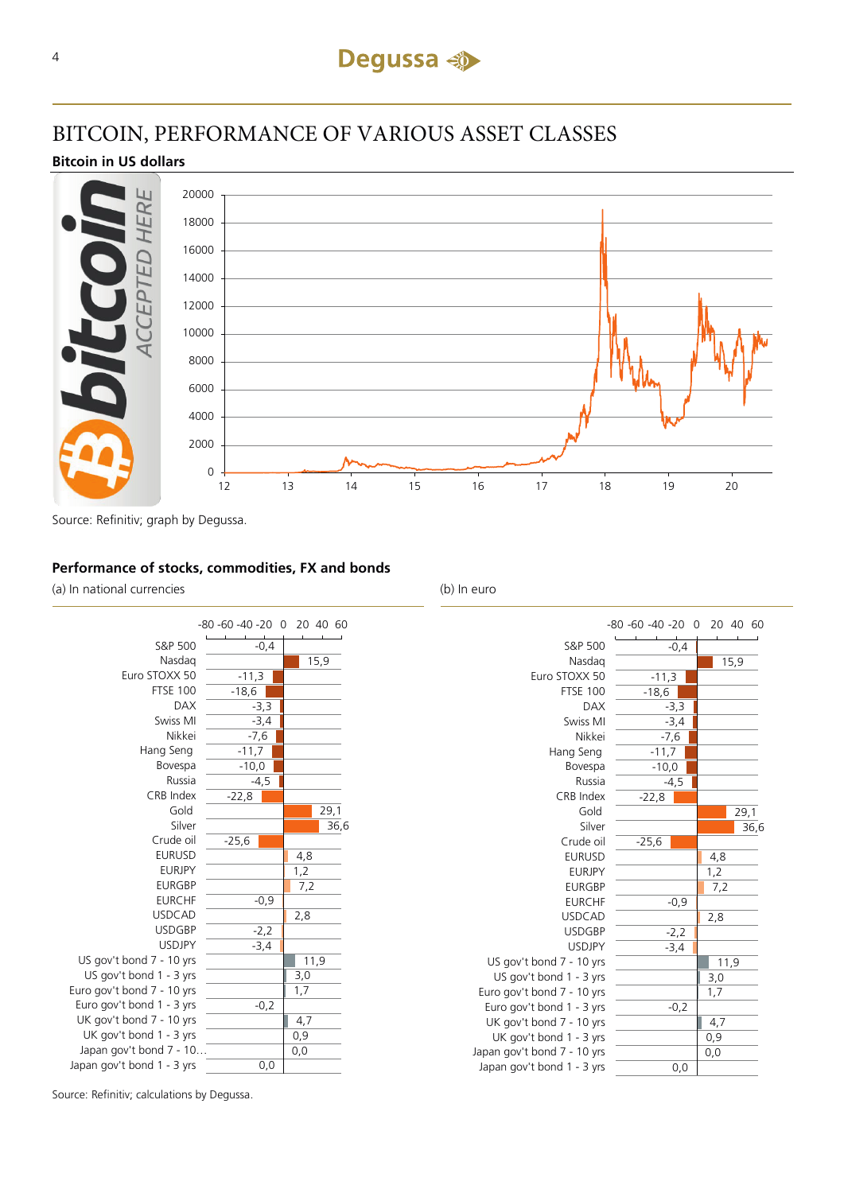# BITCOIN, PERFORMANCE OF VARIOUS ASSET CLASSES

**Bitcoin in US dollars**

Source: Refinitiv; graph by Degussa.

**Performance of stocks, commodities, FX and bonds**

| | (a) In national currencies | (b) In euro |
|---|---|---|
| S&P 500 | -0,4 | -0,4 |
| Nasdaq | 15,9 | 15,9 |
| Euro STOXX 50 | -11,3 | -11,3 |
| FTSE 100 | -18,6 | -18,6 |
| DAX | -3,3 | -3,3 |
| Swiss MI | -3,4 | -3,4 |
| Nikkei | -7,6 | -7,6 |
| Hang Seng | -11,7 | -11,7 |
| Bovespa | -10,0 | -10,0 |
| Russia | -4,5 | -4,5 |
| CRB Index | -22,8 | -22,8 |
| Gold | 29,1 | 29,1 |
| Silver | 36,6 | 36,6 |
| Crude oil | -25,6 | -25,6 |
| EURUSD | 4,8 | 4,8 |
| EURJPY | 1,2 | 1,2 |
| EURGBP | 7,2 | 7,2 |
| EURCHF | -0,9 | -0,9 |
| USDCAD | 2,8 | 2,8 |
| USDGBP | -2,2 | -2,2 |
| USDJPY | -3,4 | -3,4 |
| US gov't bond 7 - 10 yrs | 11,9 | 11,9 |
| US gov't bond 1 - 3 yrs | 3,0 | 3,0 |
| Euro gov't bond 7 - 10 yrs | 1,7 | 1,7 |
| Euro gov't bond 1 - 3 yrs | -0,2 | -0,2 |
| UK gov't bond 7 - 10 yrs | 4,7 | 4,7 |
| UK gov't bond 1 - 3 yrs | 0,9 | 0,9 |
| Japan gov't bond 7 - 10 yrs | 0,0 | 0,0 |
| Japan gov't bond 1 - 3 yrs | 0,0 | 0,0 |

Source: Refinitiv; calculations by Degussa.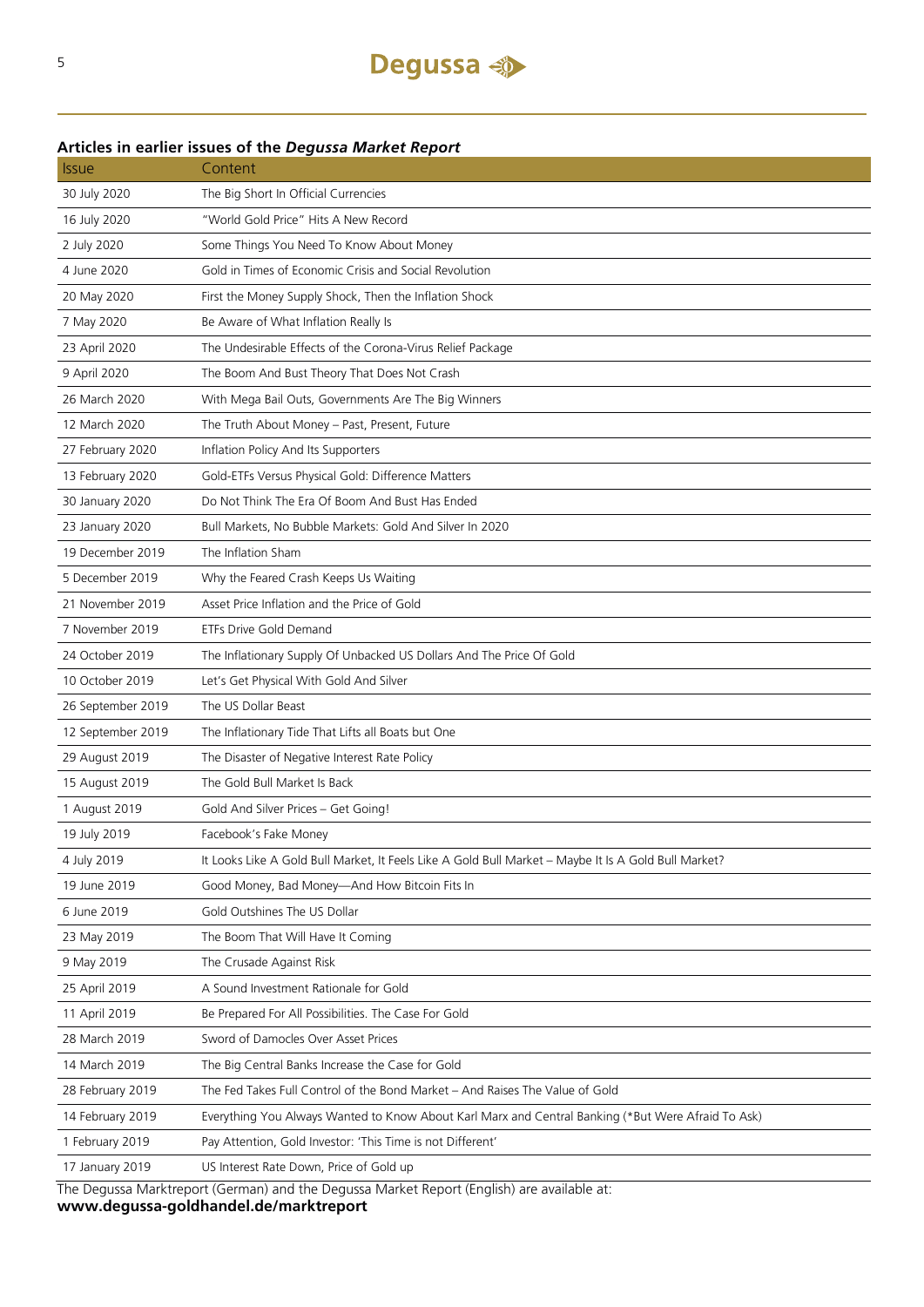## Articles in earlier issues of the *Degussa Market Report*

| Issue | Content |
|---|---|
| 30 July 2020 | The Big Short In Official Currencies |
| 16 July 2020 | "World Gold Price" Hits A New Record |
| 2 July 2020 | Some Things You Need To Know About Money |
| 4 June 2020 | Gold in Times of Economic Crisis and Social Revolution |
| 20 May 2020 | First the Money Supply Shock, Then the Inflation Shock |
| 7 May 2020 | Be Aware of What Inflation Really Is |
| 23 April 2020 | The Undesirable Effects of the Corona-Virus Relief Package |
| 9 April 2020 | The Boom And Bust Theory That Does Not Crash |
| 26 March 2020 | With Mega Bail Outs, Governments Are The Big Winners |
| 12 March 2020 | The Truth About Money – Past, Present, Future |
| 27 February 2020 | Inflation Policy And Its Supporters |
| 13 February 2020 | Gold-ETFs Versus Physical Gold: Difference Matters |
| 30 January 2020 | Do Not Think The Era Of Boom And Bust Has Ended |
| 23 January 2020 | Bull Markets, No Bubble Markets: Gold And Silver In 2020 |
| 19 December 2019 | The Inflation Sham |
| 5 December 2019 | Why the Feared Crash Keeps Us Waiting |
| 21 November 2019 | Asset Price Inflation and the Price of Gold |
| 7 November 2019 | ETFs Drive Gold Demand |
| 24 October 2019 | The Inflationary Supply Of Unbacked US Dollars And The Price Of Gold |
| 10 October 2019 | Let's Get Physical With Gold And Silver |
| 26 September 2019 | The US Dollar Beast |
| 12 September 2019 | The Inflationary Tide That Lifts all Boats but One |
| 29 August 2019 | The Disaster of Negative Interest Rate Policy |
| 15 August 2019 | The Gold Bull Market Is Back |
| 1 August 2019 | Gold And Silver Prices – Get Going! |
| 19 July 2019 | Facebook's Fake Money |
| 4 July 2019 | It Looks Like A Gold Bull Market, It Feels Like A Gold Bull Market – Maybe It Is A Gold Bull Market? |
| 19 June 2019 | Good Money, Bad Money—And How Bitcoin Fits In |
| 6 June 2019 | Gold Outshines The US Dollar |
| 23 May 2019 | The Boom That Will Have It Coming |
| 9 May 2019 | The Crusade Against Risk |
| 25 April 2019 | A Sound Investment Rationale for Gold |
| 11 April 2019 | Be Prepared For All Possibilities. The Case For Gold |
| 28 March 2019 | Sword of Damocles Over Asset Prices |
| 14 March 2019 | The Big Central Banks Increase the Case for Gold |
| 28 February 2019 | The Fed Takes Full Control of the Bond Market – And Raises The Value of Gold |
| 14 February 2019 | Everything You Always Wanted to Know About Karl Marx and Central Banking (*But Were Afraid To Ask) |
| 1 February 2019 | Pay Attention, Gold Investor: 'This Time is not Different' |
| 17 January 2019 | US Interest Rate Down, Price of Gold up |

The Degussa Marktreport (German) and the Degussa Market Report (English) are available at:
**www.degussa-goldhandel.de/marktreport**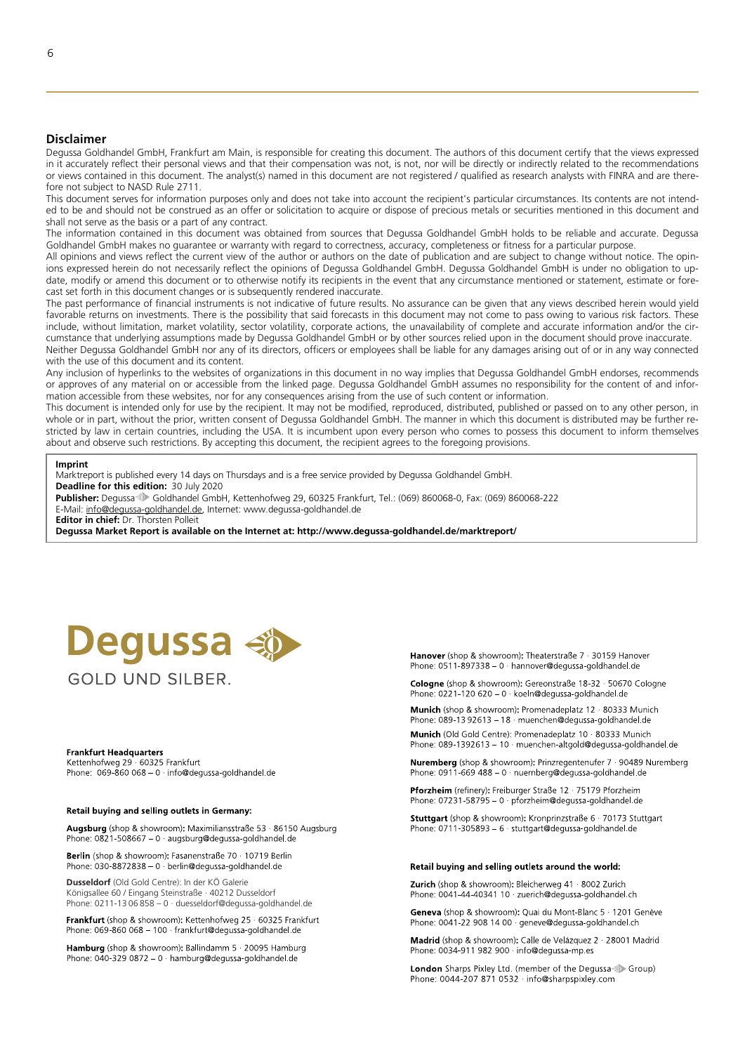## Disclaimer

Degussa Goldhandel GmbH, Frankfurt am Main, is responsible for creating this document. The authors of this document certify that the views expressed in it accurately reflect their personal views and that their compensation was not, is not, nor will be directly or indirectly related to the recommendations or views contained in this document. The analyst(s) named in this document are not registered / qualified as research analysts with FINRA and are therefore not subject to NASD Rule 2711.

This document serves for information purposes only and does not take into account the recipient's particular circumstances. Its contents are not intended to be and should not be construed as an offer or solicitation to acquire or dispose of precious metals or securities mentioned in this document and shall not serve as the basis or a part of any contract.

The information contained in this document was obtained from sources that Degussa Goldhandel GmbH holds to be reliable and accurate. Degussa Goldhandel GmbH makes no guarantee or warranty with regard to correctness, accuracy, completeness or fitness for a particular purpose.

All opinions and views reflect the current view of the author or authors on the date of publication and are subject to change without notice. The opinions expressed herein do not necessarily reflect the opinions of Degussa Goldhandel GmbH. Degussa Goldhandel GmbH is under no obligation to update, modify or amend this document or to otherwise notify its recipients in the event that any circumstance mentioned or statement, estimate or forecast set forth in this document changes or is subsequently rendered inaccurate.

The past performance of financial instruments is not indicative of future results. No assurance can be given that any views described herein would yield favorable returns on investments. There is the possibility that said forecasts in this document may not come to pass owing to various risk factors. These include, without limitation, market volatility, sector volatility, corporate actions, the unavailability of complete and accurate information and/or the circumstance that underlying assumptions made by Degussa Goldhandel GmbH or by other sources relied upon in the document should prove inaccurate.

Neither Degussa Goldhandel GmbH nor any of its directors, officers or employees shall be liable for any damages arising out of or in any way connected with the use of this document and its content.

Any inclusion of hyperlinks to the websites of organizations in this document in no way implies that Degussa Goldhandel GmbH endorses, recommends or approves of any material on or accessible from the linked page. Degussa Goldhandel GmbH assumes no responsibility for the content of and information accessible from these websites, nor for any consequences arising from the use of such content or information.

This document is intended only for use by the recipient. It may not be modified, reproduced, distributed, published or passed on to any other person, in whole or in part, without the prior, written consent of Degussa Goldhandel GmbH. The manner in which this document is distributed may be further restricted by law in certain countries, including the USA. It is incumbent upon every person who comes to possess this document to inform themselves about and observe such restrictions. By accepting this document, the recipient agrees to the foregoing provisions.

**Imprint**

Marktreport is published every 14 days on Thursdays and is a free service provided by Degussa Goldhandel GmbH.

**Deadline for this edition:** 30 July 2020

**Publisher:** Degussa Goldhandel GmbH, Kettenhofweg 29, 60325 Frankfurt, Tel.: (069) 860068-0, Fax: (069) 860068-222

E-Mail: info@degussa-goldhandel.de, Internet: www.degussa-goldhandel.de

**Editor in chief:** Dr. Thorsten Polleit

**Degussa Market Report is available on the Internet at: http://www.degussa-goldhandel.de/marktreport/**

Degussa

GOLD UND SILBER.

**Frankfurt Headquarters**
Kettenhofweg 29 · 60325 Frankfurt
Phone: 069-860 068 – 0 · info@degussa-goldhandel.de

**Retail buying and selling outlets in Germany:**

**Augsburg** (shop & showroom): Maximiliansstraße 53 · 86150 Augsburg
Phone: 0821-508667 – 0 · augsburg@degussa-goldhandel.de

**Berlin** (shop & showroom): Fasanenstraße 70 · 10719 Berlin
Phone: 030-8872838 – 0 · berlin@degussa-goldhandel.de

**Dusseldorf** (Old Gold Centre): In der KÖ Galerie
Königsallee 60 / Eingang Steinstraße · 40212 Dusseldorf
Phone: 0211-13 06 858 – 0 · duesseldorf@degussa-goldhandel.de

**Frankfurt** (shop & showroom): Kettenhofweg 25 · 60325 Frankfurt
Phone: 069-860 068 – 100 · frankfurt@degussa-goldhandel.de

**Hamburg** (shop & showroom): Ballindamm 5 · 20095 Hamburg
Phone: 040-329 0872 – 0 · hamburg@degussa-goldhandel.de

**Hanover** (shop & showroom): Theaterstraße 7 · 30159 Hanover
Phone: 0511-897338 – 0 · hannover@degussa-goldhandel.de

**Cologne** (shop & showroom): Gereonstraße 18-32 · 50670 Cologne
Phone: 0221-120 620 – 0 · koeln@degussa-goldhandel.de

**Munich** (shop & showroom): Promenadeplatz 12 · 80333 Munich
Phone: 089-13 92613 – 18 · muenchen@degussa-goldhandel.de

**Munich** (Old Gold Centre): Promenadeplatz 10 · 80333 Munich
Phone: 089-1392613 – 10 · muenchen-altgold@degussa-goldhandel.de

**Nuremberg** (shop & showroom): Prinzregentenufer 7 · 90489 Nuremberg
Phone: 0911-669 488 – 0 · nuernberg@degussa-goldhandel.de

**Pforzheim** (refinery): Freiburger Straße 12 · 75179 Pforzheim
Phone: 07231-58795 – 0 · pforzheim@degussa-goldhandel.de

**Stuttgart** (shop & showroom): Kronprinzstraße 6 · 70173 Stuttgart
Phone: 0711-305893 – 6 · stuttgart@degussa-goldhandel.de

**Retail buying and selling outlets around the world:**

**Zurich** (shop & showroom): Bleicherweg 41 · 8002 Zurich
Phone: 0041-44-40341 10 · zuerich@degussa-goldhandel.ch

**Geneva** (shop & showroom): Quai du Mont-Blanc 5 · 1201 Genève
Phone: 0041-22 908 14 00 · geneve@degussa-goldhandel.ch

**Madrid** (shop & showroom): Calle de Velázquez 2 · 28001 Madrid
Phone: 0034-911 982 900 · info@degussa-mp.es

**London** Sharps Pixley Ltd. (member of the Degussa Group)
Phone: 0044-207 871 0532 · info@sharpspixley.com